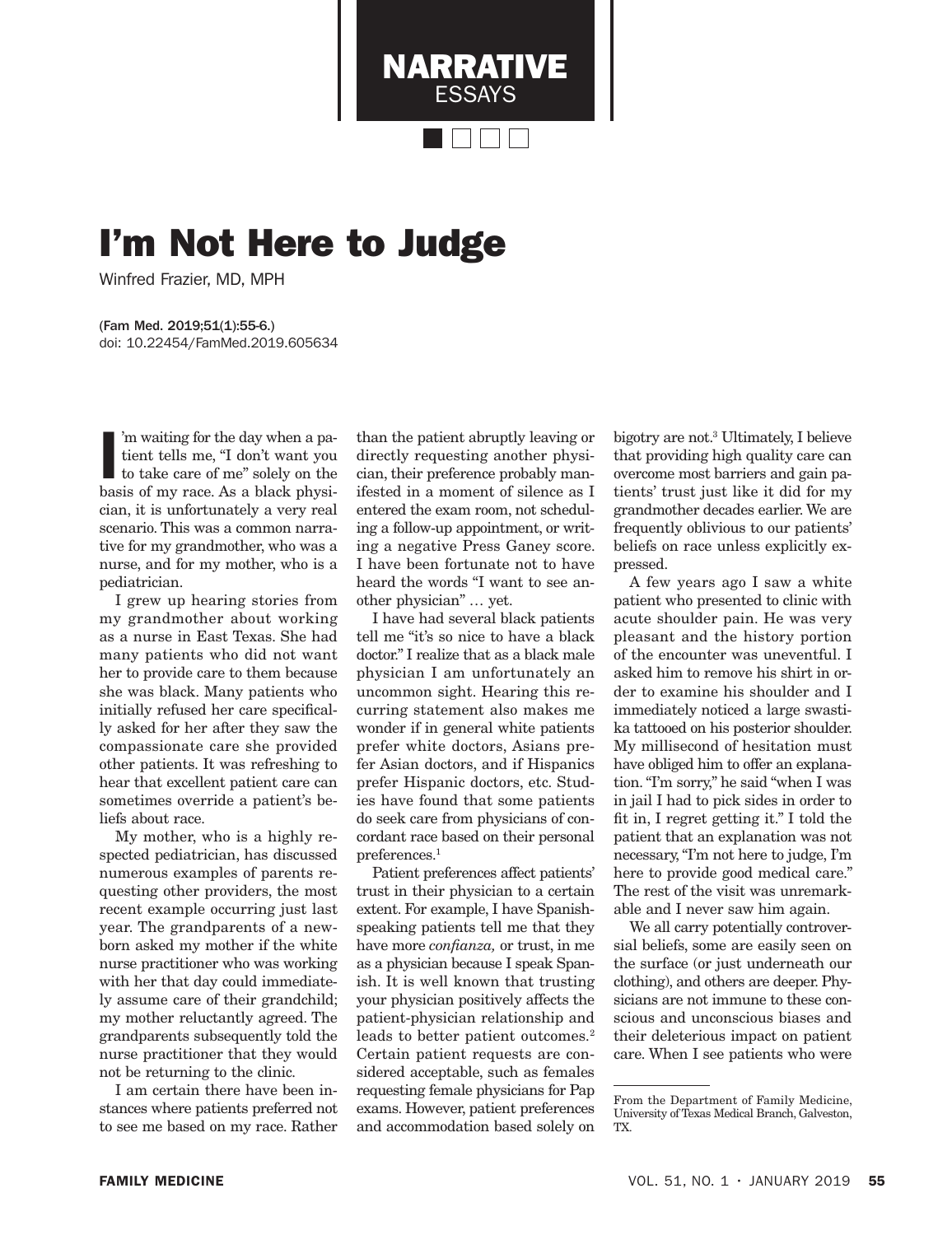NARRATIVE ESSAYS

# I'm Not Here to Judge

Winfred Frazier, MD, MPH

(Fam Med. 2019;51(1):55-6.)
doi: 10.22454/FamMed.2019.605634

I'm waiting for the day when a patient tells me, "I don't want you to take care of me" solely on the basis of my race. As a black physician, it is unfortunately a very real scenario. This was a common narrative for my grandmother, who was a nurse, and for my mother, who is a pediatrician.

I grew up hearing stories from my grandmother about working as a nurse in East Texas. She had many patients who did not want her to provide care to them because she was black. Many patients who initially refused her care specifically asked for her after they saw the compassionate care she provided other patients. It was refreshing to hear that excellent patient care can sometimes override a patient's beliefs about race.

My mother, who is a highly respected pediatrician, has discussed numerous examples of parents requesting other providers, the most recent example occurring just last year. The grandparents of a newborn asked my mother if the white nurse practitioner who was working with her that day could immediately assume care of their grandchild; my mother reluctantly agreed. The grandparents subsequently told the nurse practitioner that they would not be returning to the clinic.

I am certain there have been instances where patients preferred not to see me based on my race. Rather than the patient abruptly leaving or directly requesting another physician, their preference probably manifested in a moment of silence as I entered the exam room, not scheduling a follow-up appointment, or writing a negative Press Ganey score. I have been fortunate not to have heard the words "I want to see another physician" … yet.

I have had several black patients tell me "it's so nice to have a black doctor." I realize that as a black male physician I am unfortunately an uncommon sight. Hearing this recurring statement also makes me wonder if in general white patients prefer white doctors, Asians prefer Asian doctors, and if Hispanics prefer Hispanic doctors, etc. Studies have found that some patients do seek care from physicians of concordant race based on their personal preferences.[1]

Patient preferences affect patients' trust in their physician to a certain extent. For example, I have Spanish-speaking patients tell me that they have more *confianza,* or trust, in me as a physician because I speak Spanish. It is well known that trusting your physician positively affects the patient-physician relationship and leads to better patient outcomes.[2] Certain patient requests are considered acceptable, such as females requesting female physicians for Pap exams. However, patient preferences and accommodation based solely on bigotry are not.[3] Ultimately, I believe that providing high quality care can overcome most barriers and gain patients' trust just like it did for my grandmother decades earlier. We are frequently oblivious to our patients' beliefs on race unless explicitly expressed.

A few years ago I saw a white patient who presented to clinic with acute shoulder pain. He was very pleasant and the history portion of the encounter was uneventful. I asked him to remove his shirt in order to examine his shoulder and I immediately noticed a large swastika tattooed on his posterior shoulder. My millisecond of hesitation must have obliged him to offer an explanation. "I'm sorry," he said "when I was in jail I had to pick sides in order to fit in, I regret getting it." I told the patient that an explanation was not necessary, "I'm not here to judge, I'm here to provide good medical care." The rest of the visit was unremarkable and I never saw him again.

We all carry potentially controversial beliefs, some are easily seen on the surface (or just underneath our clothing), and others are deeper. Physicians are not immune to these conscious and unconscious biases and their deleterious impact on patient care. When I see patients who were

From the Department of Family Medicine, University of Texas Medical Branch, Galveston, TX.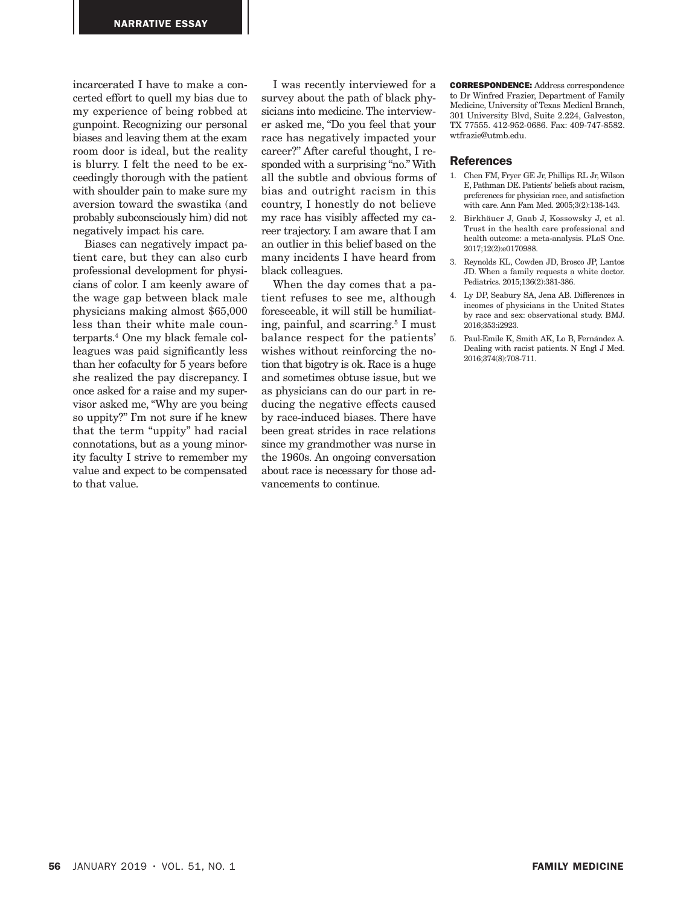incarcerated I have to make a concerted effort to quell my bias due to my experience of being robbed at gunpoint. Recognizing our personal biases and leaving them at the exam room door is ideal, but the reality is blurry. I felt the need to be exceedingly thorough with the patient with shoulder pain to make sure my aversion toward the swastika (and probably subconsciously him) did not negatively impact his care.

Biases can negatively impact patient care, but they can also curb professional development for physicians of color. I am keenly aware of the wage gap between black male physicians making almost $65,000 less than their white male counterparts.[4] One my black female colleagues was paid significantly less than her cofaculty for 5 years before she realized the pay discrepancy. I once asked for a raise and my supervisor asked me, "Why are you being so uppity?" I'm not sure if he knew that the term "uppity" had racial connotations, but as a young minority faculty I strive to remember my value and expect to be compensated to that value.

I was recently interviewed for a survey about the path of black physicians into medicine. The interviewer asked me, "Do you feel that your race has negatively impacted your career?" After careful thought, I responded with a surprising "no." With all the subtle and obvious forms of bias and outright racism in this country, I honestly do not believe my race has visibly affected my career trajectory. I am aware that I am an outlier in this belief based on the many incidents I have heard from black colleagues.

When the day comes that a patient refuses to see me, although foreseeable, it will still be humiliating, painful, and scarring.[5] I must balance respect for the patients' wishes without reinforcing the notion that bigotry is ok. Race is a huge and sometimes obtuse issue, but we as physicians can do our part in reducing the negative effects caused by race-induced biases. There have been great strides in race relations since my grandmother was nurse in the 1960s. An ongoing conversation about race is necessary for those advancements to continue.

**CORRESPONDENCE:** Address correspondence to Dr Winfred Frazier, Department of Family Medicine, University of Texas Medical Branch, 301 University Blvd, Suite 2.224, Galveston, TX 77555. 412-952-0686. Fax: 409-747-8582. wtfrazie@utmb.edu.

## References

1. Chen FM, Fryer GE Jr, Phillips RL Jr, Wilson E, Pathman DE. Patients' beliefs about racism, preferences for physician race, and satisfaction with care. Ann Fam Med. 2005;3(2):138-143.
2. Birkhäuer J, Gaab J, Kossowsky J, et al. Trust in the health care professional and health outcome: a meta-analysis. PLoS One. 2017;12(2):e0170988.
3. Reynolds KL, Cowden JD, Brosco JP, Lantos JD. When a family requests a white doctor. Pediatrics. 2015;136(2):381-386.
4. Ly DP, Seabury SA, Jena AB. Differences in incomes of physicians in the United States by race and sex: observational study. BMJ. 2016;353:i2923.
5. Paul-Emile K, Smith AK, Lo B, Fernández A. Dealing with racist patients. N Engl J Med. 2016;374(8):708-711.